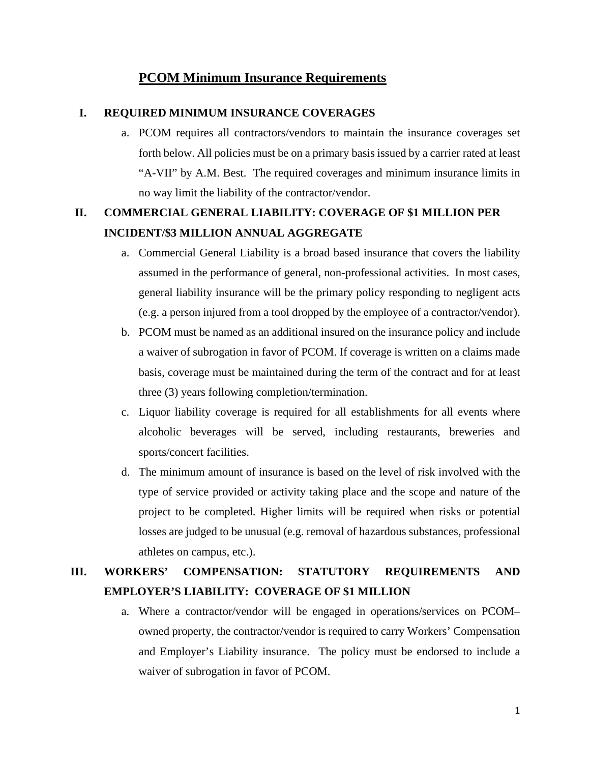# PCOM Minimum Insurance Requirements

## I. REQUIRED MINIMUM INSURANCE COVERAGES

a. PCOM requires all contractors/vendors to maintain the insurance coverages set forth below. All policies must be on a primary basis issued by a carrier rated at least "A-VII" by A.M. Best. The required coverages and minimum insurance limits in no way limit the liability of the contractor/vendor.

## II. COMMERCIAL GENERAL LIABILITY: COVERAGE OF $1 MILLION PER INCIDENT/$3 MILLION ANNUAL AGGREGATE

a. Commercial General Liability is a broad based insurance that covers the liability assumed in the performance of general, non-professional activities. In most cases, general liability insurance will be the primary policy responding to negligent acts (e.g. a person injured from a tool dropped by the employee of a contractor/vendor).

b. PCOM must be named as an additional insured on the insurance policy and include a waiver of subrogation in favor of PCOM. If coverage is written on a claims made basis, coverage must be maintained during the term of the contract and for at least three (3) years following completion/termination.

c. Liquor liability coverage is required for all establishments for all events where alcoholic beverages will be served, including restaurants, breweries and sports/concert facilities.

d. The minimum amount of insurance is based on the level of risk involved with the type of service provided or activity taking place and the scope and nature of the project to be completed. Higher limits will be required when risks or potential losses are judged to be unusual (e.g. removal of hazardous substances, professional athletes on campus, etc.).

## III. WORKERS' COMPENSATION: STATUTORY REQUIREMENTS AND EMPLOYER'S LIABILITY: COVERAGE OF $1 MILLION

a. Where a contractor/vendor will be engaged in operations/services on PCOM–owned property, the contractor/vendor is required to carry Workers' Compensation and Employer's Liability insurance. The policy must be endorsed to include a waiver of subrogation in favor of PCOM.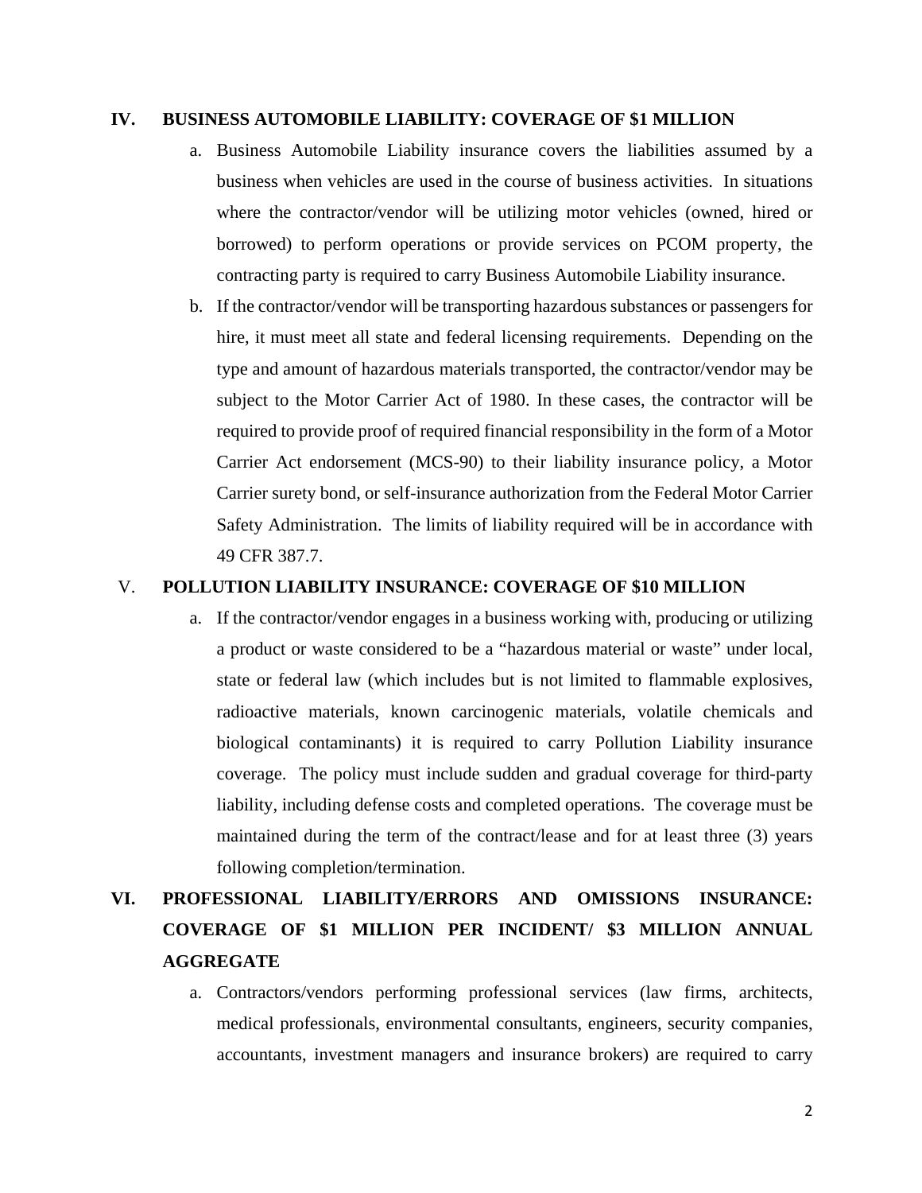## IV. BUSINESS AUTOMOBILE LIABILITY: COVERAGE OF $1 MILLION

a. Business Automobile Liability insurance covers the liabilities assumed by a business when vehicles are used in the course of business activities. In situations where the contractor/vendor will be utilizing motor vehicles (owned, hired or borrowed) to perform operations or provide services on PCOM property, the contracting party is required to carry Business Automobile Liability insurance.

b. If the contractor/vendor will be transporting hazardous substances or passengers for hire, it must meet all state and federal licensing requirements. Depending on the type and amount of hazardous materials transported, the contractor/vendor may be subject to the Motor Carrier Act of 1980. In these cases, the contractor will be required to provide proof of required financial responsibility in the form of a Motor Carrier Act endorsement (MCS-90) to their liability insurance policy, a Motor Carrier surety bond, or self-insurance authorization from the Federal Motor Carrier Safety Administration. The limits of liability required will be in accordance with 49 CFR 387.7.

## V. POLLUTION LIABILITY INSURANCE: COVERAGE OF $10 MILLION

a. If the contractor/vendor engages in a business working with, producing or utilizing a product or waste considered to be a "hazardous material or waste" under local, state or federal law (which includes but is not limited to flammable explosives, radioactive materials, known carcinogenic materials, volatile chemicals and biological contaminants) it is required to carry Pollution Liability insurance coverage. The policy must include sudden and gradual coverage for third-party liability, including defense costs and completed operations. The coverage must be maintained during the term of the contract/lease and for at least three (3) years following completion/termination.

## VI. PROFESSIONAL LIABILITY/ERRORS AND OMISSIONS INSURANCE: COVERAGE OF $1 MILLION PER INCIDENT/ $3 MILLION ANNUAL AGGREGATE

a. Contractors/vendors performing professional services (law firms, architects, medical professionals, environmental consultants, engineers, security companies, accountants, investment managers and insurance brokers) are required to carry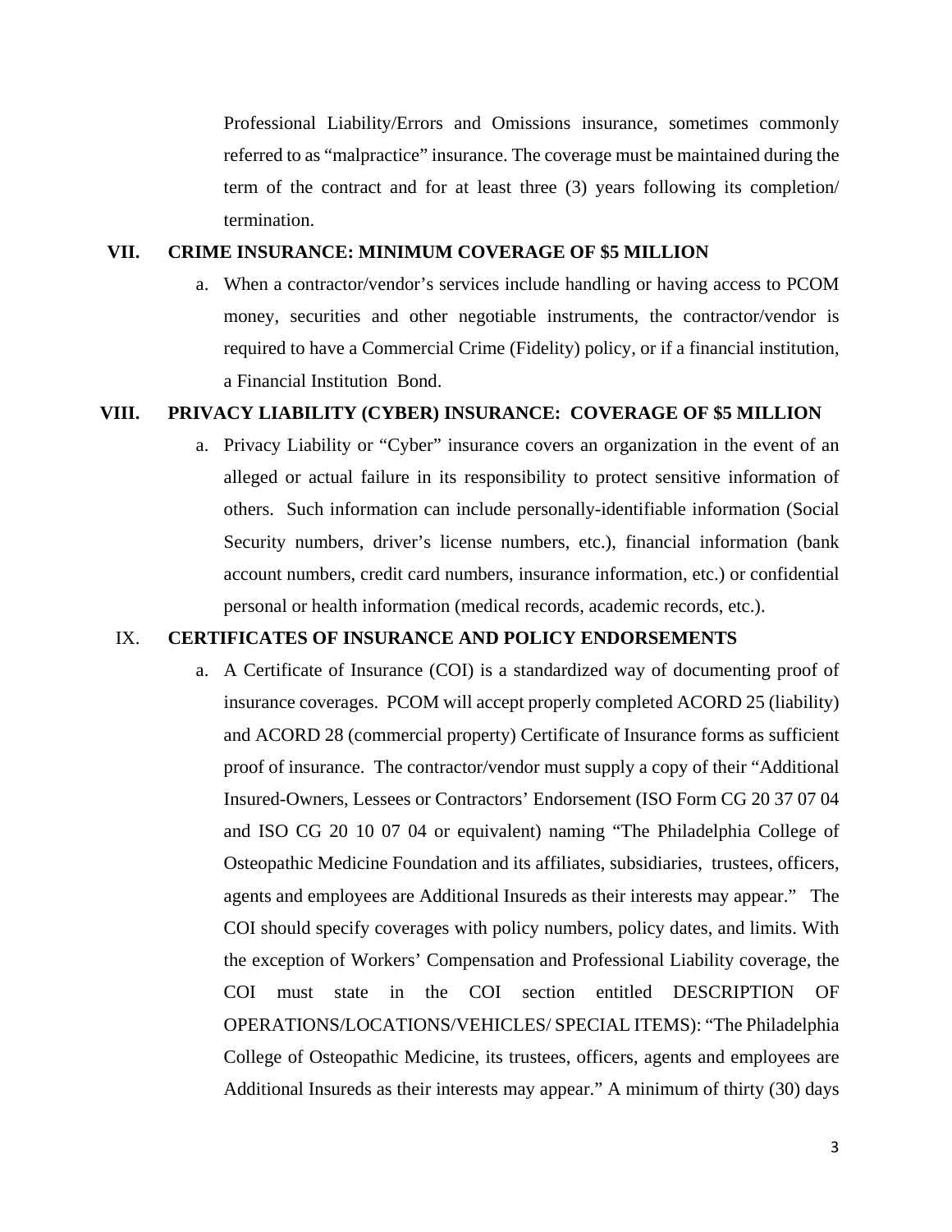Professional Liability/Errors and Omissions insurance, sometimes commonly referred to as "malpractice" insurance. The coverage must be maintained during the term of the contract and for at least three (3) years following its completion/ termination.

## VII. CRIME INSURANCE: MINIMUM COVERAGE OF $5 MILLION

a. When a contractor/vendor's services include handling or having access to PCOM money, securities and other negotiable instruments, the contractor/vendor is required to have a Commercial Crime (Fidelity) policy, or if a financial institution, a Financial Institution Bond.

## VIII. PRIVACY LIABILITY (CYBER) INSURANCE: COVERAGE OF $5 MILLION

a. Privacy Liability or "Cyber" insurance covers an organization in the event of an alleged or actual failure in its responsibility to protect sensitive information of others. Such information can include personally-identifiable information (Social Security numbers, driver's license numbers, etc.), financial information (bank account numbers, credit card numbers, insurance information, etc.) or confidential personal or health information (medical records, academic records, etc.).

## IX. CERTIFICATES OF INSURANCE AND POLICY ENDORSEMENTS

a. A Certificate of Insurance (COI) is a standardized way of documenting proof of insurance coverages. PCOM will accept properly completed ACORD 25 (liability) and ACORD 28 (commercial property) Certificate of Insurance forms as sufficient proof of insurance. The contractor/vendor must supply a copy of their "Additional Insured-Owners, Lessees or Contractors' Endorsement (ISO Form CG 20 37 07 04 and ISO CG 20 10 07 04 or equivalent) naming "The Philadelphia College of Osteopathic Medicine Foundation and its affiliates, subsidiaries, trustees, officers, agents and employees are Additional Insureds as their interests may appear." The COI should specify coverages with policy numbers, policy dates, and limits. With the exception of Workers' Compensation and Professional Liability coverage, the COI must state in the COI section entitled DESCRIPTION OF OPERATIONS/LOCATIONS/VEHICLES/ SPECIAL ITEMS): "The Philadelphia College of Osteopathic Medicine, its trustees, officers, agents and employees are Additional Insureds as their interests may appear." A minimum of thirty (30) days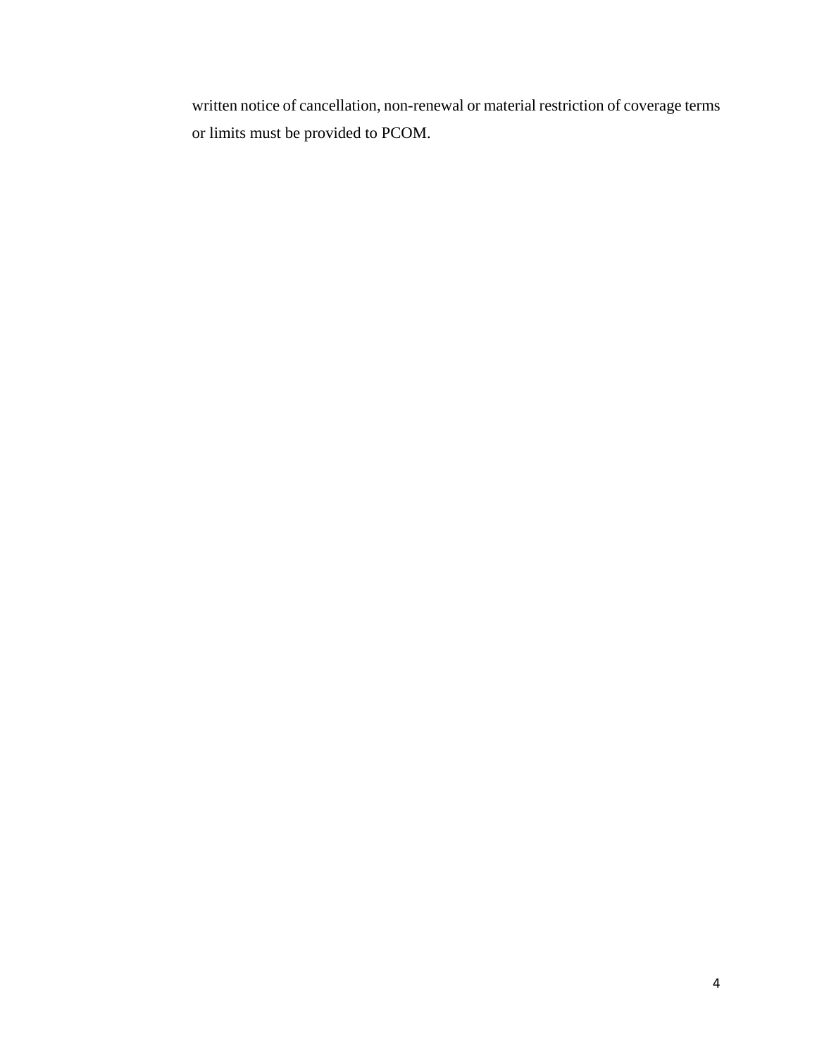written notice of cancellation, non-renewal or material restriction of coverage terms or limits must be provided to PCOM.